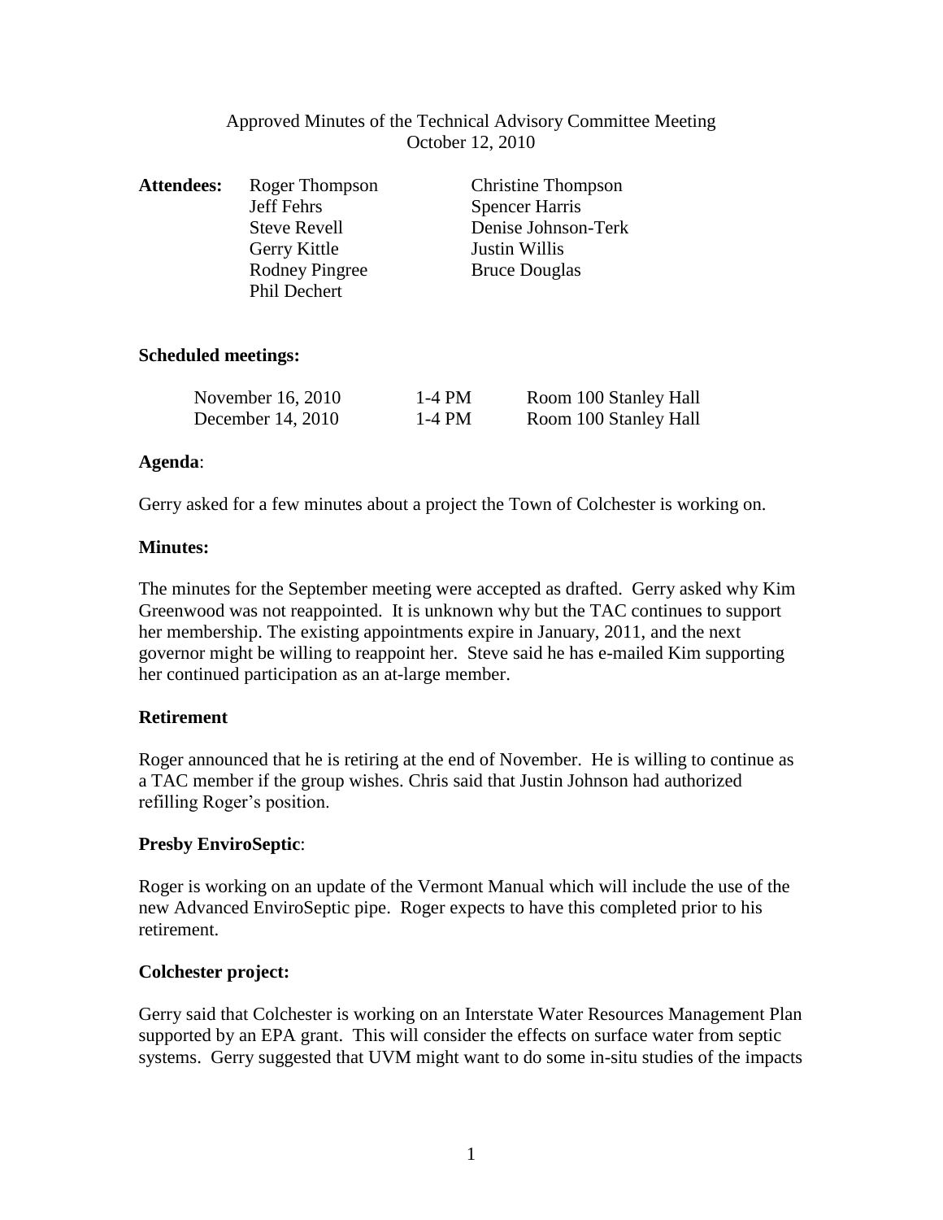Approved Minutes of the Technical Advisory Committee Meeting
October 12, 2010

**Attendees:**

| | |
|---|---|
| Roger Thompson | Christine Thompson |
| Jeff Fehrs | Spencer Harris |
| Steve Revell | Denise Johnson-Terk |
| Gerry Kittle | Justin Willis |
| Rodney Pingree | Bruce Douglas |
| Phil Dechert | |

**Scheduled meetings:**

| | | |
|---|---|---|
| November 16, 2010 | 1-4 PM | Room 100 Stanley Hall |
| December 14, 2010 | 1-4 PM | Room 100 Stanley Hall |

**Agenda**:

Gerry asked for a few minutes about a project the Town of Colchester is working on.

**Minutes:**

The minutes for the September meeting were accepted as drafted. Gerry asked why Kim Greenwood was not reappointed. It is unknown why but the TAC continues to support her membership. The existing appointments expire in January, 2011, and the next governor might be willing to reappoint her. Steve said he has e-mailed Kim supporting her continued participation as an at-large member.

**Retirement**

Roger announced that he is retiring at the end of November. He is willing to continue as a TAC member if the group wishes. Chris said that Justin Johnson had authorized refilling Roger's position.

**Presby EnviroSeptic**:

Roger is working on an update of the Vermont Manual which will include the use of the new Advanced EnviroSeptic pipe. Roger expects to have this completed prior to his retirement.

**Colchester project:**

Gerry said that Colchester is working on an Interstate Water Resources Management Plan supported by an EPA grant. This will consider the effects on surface water from septic systems. Gerry suggested that UVM might want to do some in-situ studies of the impacts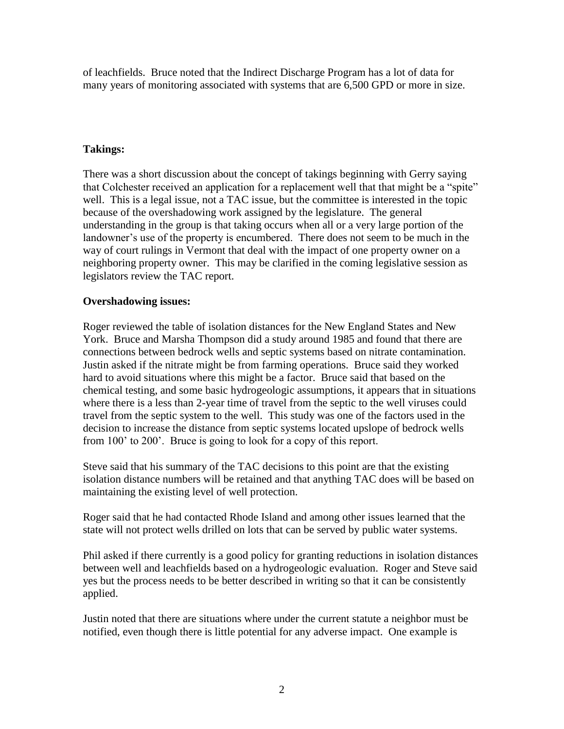of leachfields. Bruce noted that the Indirect Discharge Program has a lot of data for many years of monitoring associated with systems that are 6,500 GPD or more in size.

**Takings:**

There was a short discussion about the concept of takings beginning with Gerry saying that Colchester received an application for a replacement well that that might be a "spite" well. This is a legal issue, not a TAC issue, but the committee is interested in the topic because of the overshadowing work assigned by the legislature. The general understanding in the group is that taking occurs when all or a very large portion of the landowner's use of the property is encumbered. There does not seem to be much in the way of court rulings in Vermont that deal with the impact of one property owner on a neighboring property owner. This may be clarified in the coming legislative session as legislators review the TAC report.

**Overshadowing issues:**

Roger reviewed the table of isolation distances for the New England States and New York. Bruce and Marsha Thompson did a study around 1985 and found that there are connections between bedrock wells and septic systems based on nitrate contamination. Justin asked if the nitrate might be from farming operations. Bruce said they worked hard to avoid situations where this might be a factor. Bruce said that based on the chemical testing, and some basic hydrogeologic assumptions, it appears that in situations where there is a less than 2-year time of travel from the septic to the well viruses could travel from the septic system to the well. This study was one of the factors used in the decision to increase the distance from septic systems located upslope of bedrock wells from 100' to 200'. Bruce is going to look for a copy of this report.

Steve said that his summary of the TAC decisions to this point are that the existing isolation distance numbers will be retained and that anything TAC does will be based on maintaining the existing level of well protection.

Roger said that he had contacted Rhode Island and among other issues learned that the state will not protect wells drilled on lots that can be served by public water systems.

Phil asked if there currently is a good policy for granting reductions in isolation distances between well and leachfields based on a hydrogeologic evaluation. Roger and Steve said yes but the process needs to be better described in writing so that it can be consistently applied.

Justin noted that there are situations where under the current statute a neighbor must be notified, even though there is little potential for any adverse impact. One example is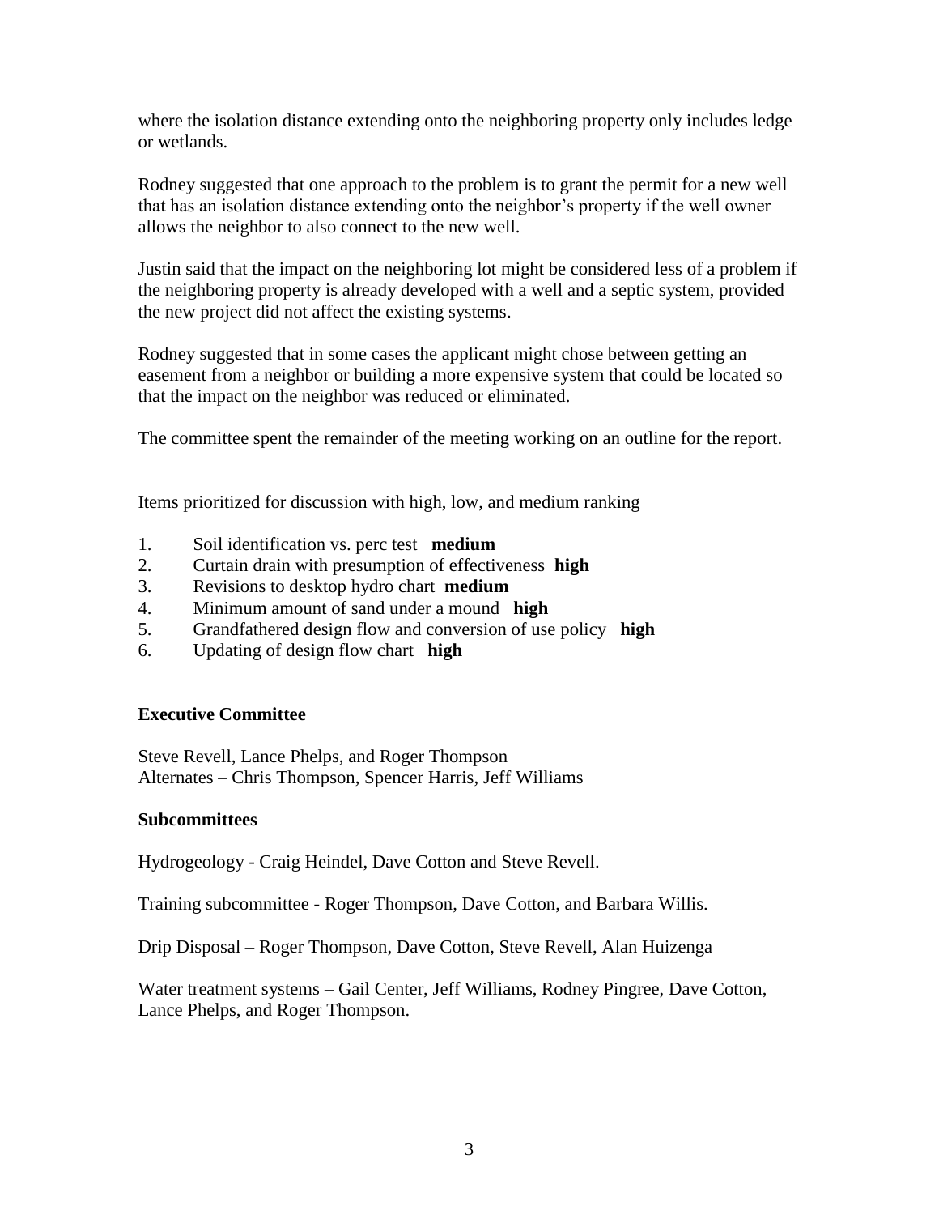where the isolation distance extending onto the neighboring property only includes ledge or wetlands.

Rodney suggested that one approach to the problem is to grant the permit for a new well that has an isolation distance extending onto the neighbor's property if the well owner allows the neighbor to also connect to the new well.

Justin said that the impact on the neighboring lot might be considered less of a problem if the neighboring property is already developed with a well and a septic system, provided the new project did not affect the existing systems.

Rodney suggested that in some cases the applicant might chose between getting an easement from a neighbor or building a more expensive system that could be located so that the impact on the neighbor was reduced or eliminated.

The committee spent the remainder of the meeting working on an outline for the report.

Items prioritized for discussion with high, low, and medium ranking

1. Soil identification vs. perc test **medium**
2. Curtain drain with presumption of effectiveness **high**
3. Revisions to desktop hydro chart **medium**
4. Minimum amount of sand under a mound **high**
5. Grandfathered design flow and conversion of use policy **high**
6. Updating of design flow chart **high**

**Executive Committee**

Steve Revell, Lance Phelps, and Roger Thompson
Alternates – Chris Thompson, Spencer Harris, Jeff Williams

**Subcommittees**

Hydrogeology - Craig Heindel, Dave Cotton and Steve Revell.

Training subcommittee - Roger Thompson, Dave Cotton, and Barbara Willis.

Drip Disposal – Roger Thompson, Dave Cotton, Steve Revell, Alan Huizenga

Water treatment systems – Gail Center, Jeff Williams, Rodney Pingree, Dave Cotton, Lance Phelps, and Roger Thompson.